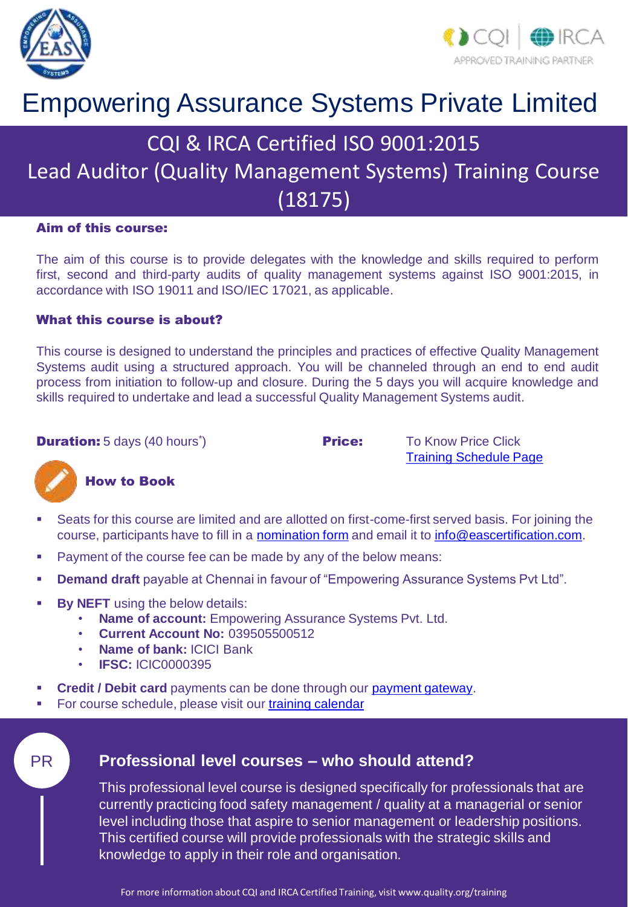# Empowering Assurance Systems Private Limited

## CQI & IRCA Certified ISO 9001:2015 Lead Auditor (Quality Management Systems) Training Course (18175)

**Aim of this course:**

The aim of this course is to provide delegates with the knowledge and skills required to perform first, second and third-party audits of quality management systems against ISO 9001:2015, in accordance with ISO 19011 and ISO/IEC 17021, as applicable.

**What this course is about?**

This course is designed to understand the principles and practices of effective Quality Management Systems audit using a structured approach. You will be channeled through an end to end audit process from initiation to follow-up and closure. During the 5 days you will acquire knowledge and skills required to undertake and lead a successful Quality Management Systems audit.

**Duration:** 5 days (40 hours*)

**Price:** To Know Price Click Training Schedule Page

**How to Book**

- Seats for this course are limited and are allotted on first-come-first served basis. For joining the course, participants have to fill in a nomination form and email it to info@eascertification.com.
- Payment of the course fee can be made by any of the below means:
- **Demand draft** payable at Chennai in favour of "Empowering Assurance Systems Pvt Ltd".
- **By NEFT** using the below details:
  - **Name of account:** Empowering Assurance Systems Pvt. Ltd.
  - **Current Account No:** 039505500512
  - **Name of bank:** ICICI Bank
  - **IFSC:** ICIC0000395
- **Credit / Debit card** payments can be done through our payment gateway.
- For course schedule, please visit our training calendar

PR

### Professional level courses – who should attend?

This professional level course is designed specifically for professionals that are currently practicing food safety management / quality at a managerial or senior level including those that aspire to senior management or leadership positions. This certified course will provide professionals with the strategic skills and knowledge to apply in their role and organisation.

For more information about CQI and IRCA Certified Training, visit www.quality.org/training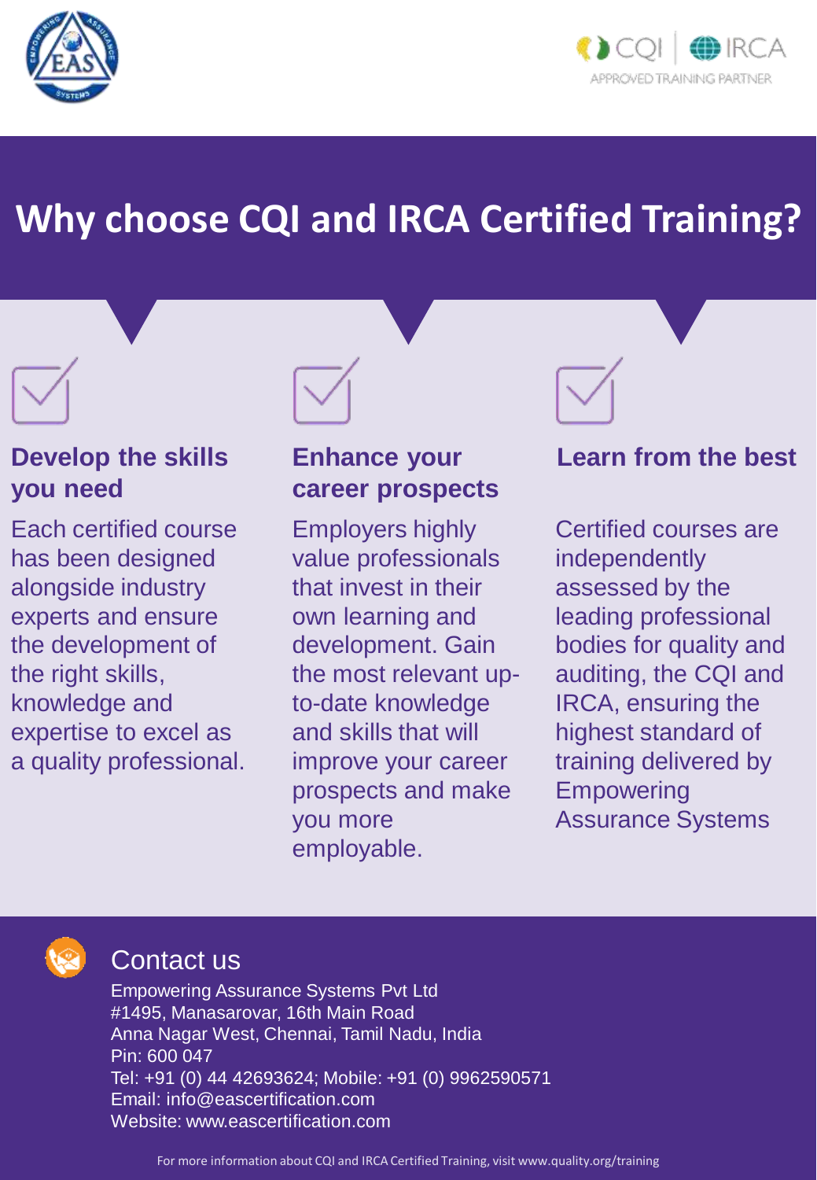# Why choose CQI and IRCA Certified Training?

### Develop the skills you need

Each certified course has been designed alongside industry experts and ensure the development of the right skills, knowledge and expertise to excel as a quality professional.

### Enhance your career prospects

Employers highly value professionals that invest in their own learning and development. Gain the most relevant up-to-date knowledge and skills that will improve your career prospects and make you more employable.

### Learn from the best

Certified courses are independently assessed by the leading professional bodies for quality and auditing, the CQI and IRCA, ensuring the highest standard of training delivered by Empowering Assurance Systems

## Contact us

Empowering Assurance Systems Pvt Ltd
#1495, Manasarovar, 16th Main Road
Anna Nagar West, Chennai, Tamil Nadu, India
Pin: 600 047
Tel: +91 (0) 44 42693624; Mobile: +91 (0) 9962590571
Email: info@eascertification.com
Website: www.eascertification.com

For more information about CQI and IRCA Certified Training, visit www.quality.org/training